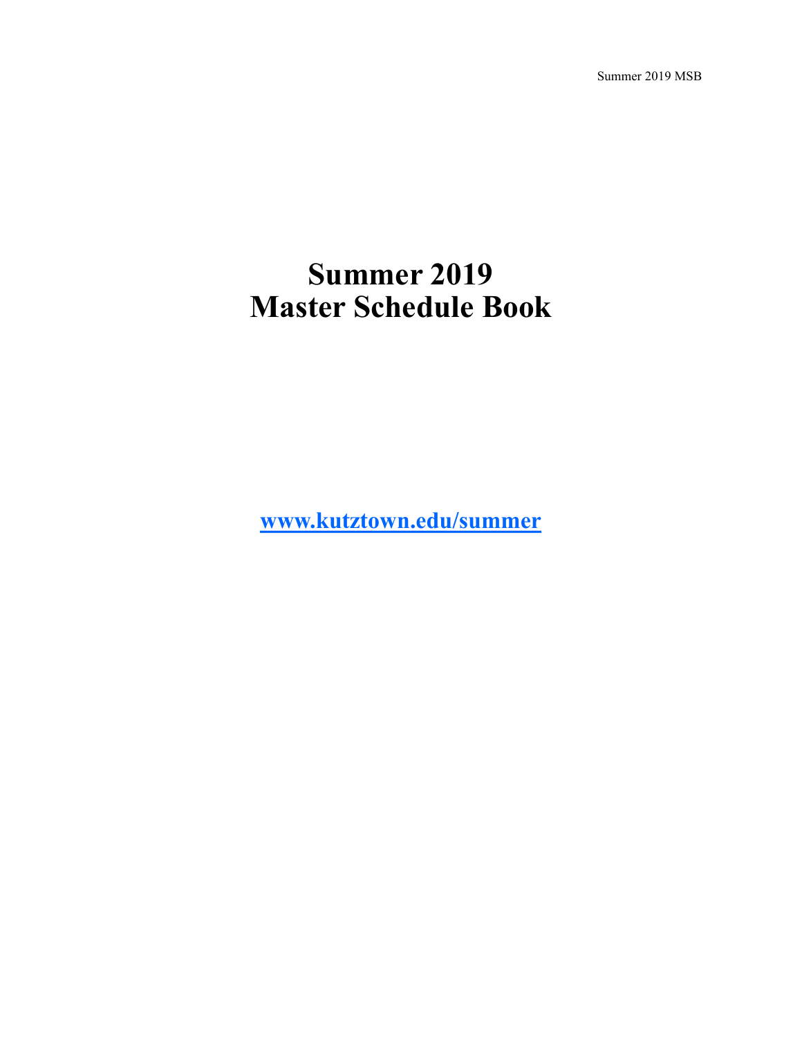# Summer 2019
# Master Schedule Book

**[www.kutztown.edu/summer](http://www.kutztown.edu/summer)**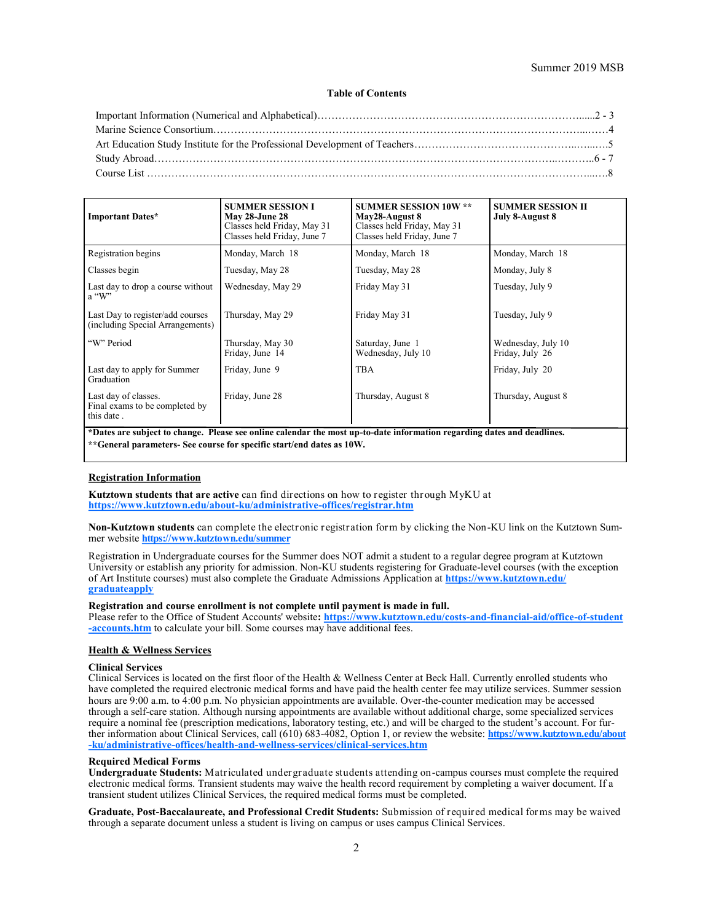Summer 2019 MSB

**Table of Contents**

Important Information (Numerical and Alphabetical)……………………………………………………………………......2 - 3
Marine Science Consortium…………………………………………………………………………………………...……4
Art Education Study Institute for the Professional Development of Teachers…………………………………………..…...…..5
Study Abroad……………………………………………………………………………………………………..………..6 - 7
Course List ………………………………………………………………………………………………………………...…8

| **Important Dates*** | **SUMMER SESSION I May 28-June 28** Classes held Friday, May 31 Classes held Friday, June 7 | **SUMMER SESSION 10W ** May28-August 8** Classes held Friday, May 31 Classes held Friday, June 7 | **SUMMER SESSION II July 8-August 8** |
|---|---|---|---|
| Registration begins | Monday, March 18 | Monday, March 18 | Monday, March 18 |
| Classes begin | Tuesday, May 28 | Tuesday, May 28 | Monday, July 8 |
| Last day to drop a course without a "W" | Wednesday, May 29 | Friday May 31 | Tuesday, July 9 |
| Last Day to register/add courses (including Special Arrangements) | Thursday, May 29 | Friday May 31 | Tuesday, July 9 |
| "W" Period | Thursday, May 30 Friday, June 14 | Saturday, June 1 Wednesday, July 10 | Wednesday, July 10 Friday, July 26 |
| Last day to apply for Summer Graduation | Friday, June 9 | TBA | Friday, July 20 |
| Last day of classes. Final exams to be completed by this date . | Friday, June 28 | Thursday, August 8 | Thursday, August 8 |

**\*Dates are subject to change. Please see online calendar the most up-to-date information regarding dates and deadlines.**
**\*\*General parameters- See course for specific start/end dates as 10W.**

## Registration Information

**Kutztown students that are active** can find directions on how to register through MyKU at **https://www.kutztown.edu/about-ku/administrative-offices/registrar.htm**

**Non-Kutztown students** can complete the electronic registration form by clicking the Non-KU link on the Kutztown Summer website **https://www.kutztown.edu/summer**

Registration in Undergraduate courses for the Summer does NOT admit a student to a regular degree program at Kutztown University or establish any priority for admission. Non-KU students registering for Graduate-level courses (with the exception of Art Institute courses) must also complete the Graduate Admissions Application at **https://www.kutztown.edu/graduateapply**

**Registration and course enrollment is not complete until payment is made in full.**
Please refer to the Office of Student Accounts' website**:** **https://www.kutztown.edu/costs-and-financial-aid/office-of-student-accounts.htm** to calculate your bill. Some courses may have additional fees.

## Health & Wellness Services

### Clinical Services

Clinical Services is located on the first floor of the Health & Wellness Center at Beck Hall. Currently enrolled students who have completed the required electronic medical forms and have paid the health center fee may utilize services. Summer session hours are 9:00 a.m. to 4:00 p.m. No physician appointments are available. Over-the-counter medication may be accessed through a self-care station. Although nursing appointments are available without additional charge, some specialized services require a nominal fee (prescription medications, laboratory testing, etc.) and will be charged to the student's account. For further information about Clinical Services, call (610) 683-4082, Option 1, or review the website: **https://www.kutztown.edu/about-ku/administrative-offices/health-and-wellness-services/clinical-services.htm**

### Required Medical Forms

**Undergraduate Students:** Matriculated undergraduate students attending on-campus courses must complete the required electronic medical forms. Transient students may waive the health record requirement by completing a waiver document. If a transient student utilizes Clinical Services, the required medical forms must be completed.

**Graduate, Post-Baccalaureate, and Professional Credit Students:** Submission of required medical forms may be waived through a separate document unless a student is living on campus or uses campus Clinical Services.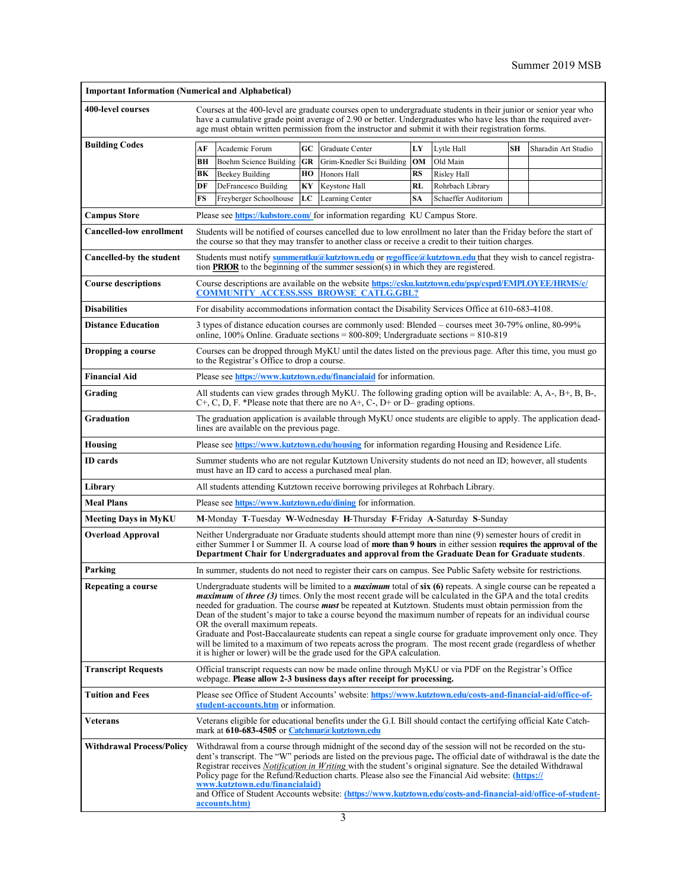| Important Information (Numerical and Alphabetical) | |
|---|---|
| **400-level courses** | Courses at the 400-level are graduate courses open to undergraduate students in their junior or senior year who have a cumulative grade point average of 2.90 or better. Undergraduates who have less than the required average must obtain written permission from the instructor and submit it with their registration forms. |
| **Building Codes** | **AF** Academic Forum; **BH** Boehm Science Building; **BK** Beekey Building; **DF** DeFrancesco Building; **FS** Freyberger Schoolhouse; **GC** Graduate Center; **GR** Grim-Knedler Sci Building; **HO** Honors Hall; **KY** Keystone Hall; **LC** Learning Center; **LY** Lytle Hall; **OM** Old Main; **RS** Risley Hall; **RL** Rohrbach Library; **SA** Schaeffer Auditorium; **SH** Sharadin Art Studio |
| **Campus Store** | Please see https://kubstore.com/ for information regarding KU Campus Store. |
| **Cancelled-low enrollment** | Students will be notified of courses cancelled due to low enrollment no later than the Friday before the start of the course so that they may transfer to another class or receive a credit to their tuition charges. |
| **Cancelled-by the student** | Students must notify summeratku@kutztown.edu or regoffice@kutztown.edu that they wish to cancel registration **PRIOR** to the beginning of the summer session(s) in which they are registered. |
| **Course descriptions** | Course descriptions are available on the website https://csku.kutztown.edu/psp/csprd/EMPLOYEE/HRMS/c/COMMUNITY_ACCESS.SSS_BROWSE_CATLG.GBL? |
| **Disabilities** | For disability accommodations information contact the Disability Services Office at 610-683-4108. |
| **Distance Education** | 3 types of distance education courses are commonly used: Blended – courses meet 30-79% online, 80-99% online, 100% Online. Graduate sections = 800-809; Undergraduate sections = 810-819 |
| **Dropping a course** | Courses can be dropped through MyKU until the dates listed on the previous page. After this time, you must go to the Registrar's Office to drop a course. |
| **Financial Aid** | Please see https://www.kutztown.edu/financialaid for information. |
| **Grading** | All students can view grades through MyKU. The following grading option will be available: A, A-, B+, B, B-, C+, C, D, F. *Please note that there are no A+, C-, D+ or D– grading options. |
| **Graduation** | The graduation application is available through MyKU once students are eligible to apply. The application deadlines are available on the previous page. |
| **Housing** | Please see https://www.kutztown.edu/housing for information regarding Housing and Residence Life. |
| **ID cards** | Summer students who are not regular Kutztown University students do not need an ID; however, all students must have an ID card to access a purchased meal plan. |
| **Library** | All students attending Kutztown receive borrowing privileges at Rohrbach Library. |
| **Meal Plans** | Please see https://www.kutztown.edu/dining for information. |
| **Meeting Days in MyKU** | **M**-Monday **T**-Tuesday **W**-Wednesday **H**-Thursday **F**-Friday **A**-Saturday **S**-Sunday |
| **Overload Approval** | Neither Undergraduate nor Graduate students should attempt more than nine (9) semester hours of credit in either Summer I or Summer II. A course load of **more than 9 hours** in either session **requires the approval of the Department Chair for Undergraduates and approval from the Graduate Dean for Graduate students**. |
| **Parking** | In summer, students do not need to register their cars on campus. See Public Safety website for restrictions. |
| **Repeating a course** | Undergraduate students will be limited to a ***maximum*** total of **six (6)** repeats. A single course can be repeated a ***maximum*** of ***three (3)*** times. Only the most recent grade will be calculated in the GPA and the total credits needed for graduation. The course ***must*** be repeated at Kutztown. Students must obtain permission from the Dean of the student's major to take a course beyond the maximum number of repeats for an individual course OR the overall maximum repeats.<br>Graduate and Post-Baccalaureate students can repeat a single course for graduate improvement only once. They will be limited to a maximum of two repeats across the program. The most recent grade (regardless of whether it is higher or lower) will be the grade used for the GPA calculation. |
| **Transcript Requests** | Official transcript requests can now be made online through MyKU or via PDF on the Registrar's Office webpage. **Please allow 2-3 business days after receipt for processing.** |
| **Tuition and Fees** | Please see Office of Student Accounts' website: https://www.kutztown.edu/costs-and-financial-aid/office-of-student-accounts.htm or information. |
| **Veterans** | Veterans eligible for educational benefits under the G.I. Bill should contact the certifying official Kate Catchmark at **610-683-4505** or Catchmar@kutztown.edu |
| **Withdrawal Process/Policy** | Withdrawal from a course through midnight of the second day of the session will not be recorded on the student's transcript. The "W" periods are listed on the previous page**.** The official date of withdrawal is the date the Registrar receives *Notification in Writing* with the student's original signature. See the detailed Withdrawal Policy page for the Refund/Reduction charts. Please also see the Financial Aid website: (https://www.kutztown.edu/financialaid) and Office of Student Accounts website: (https://www.kutztown.edu/costs-and-financial-aid/office-of-student-accounts.htm) |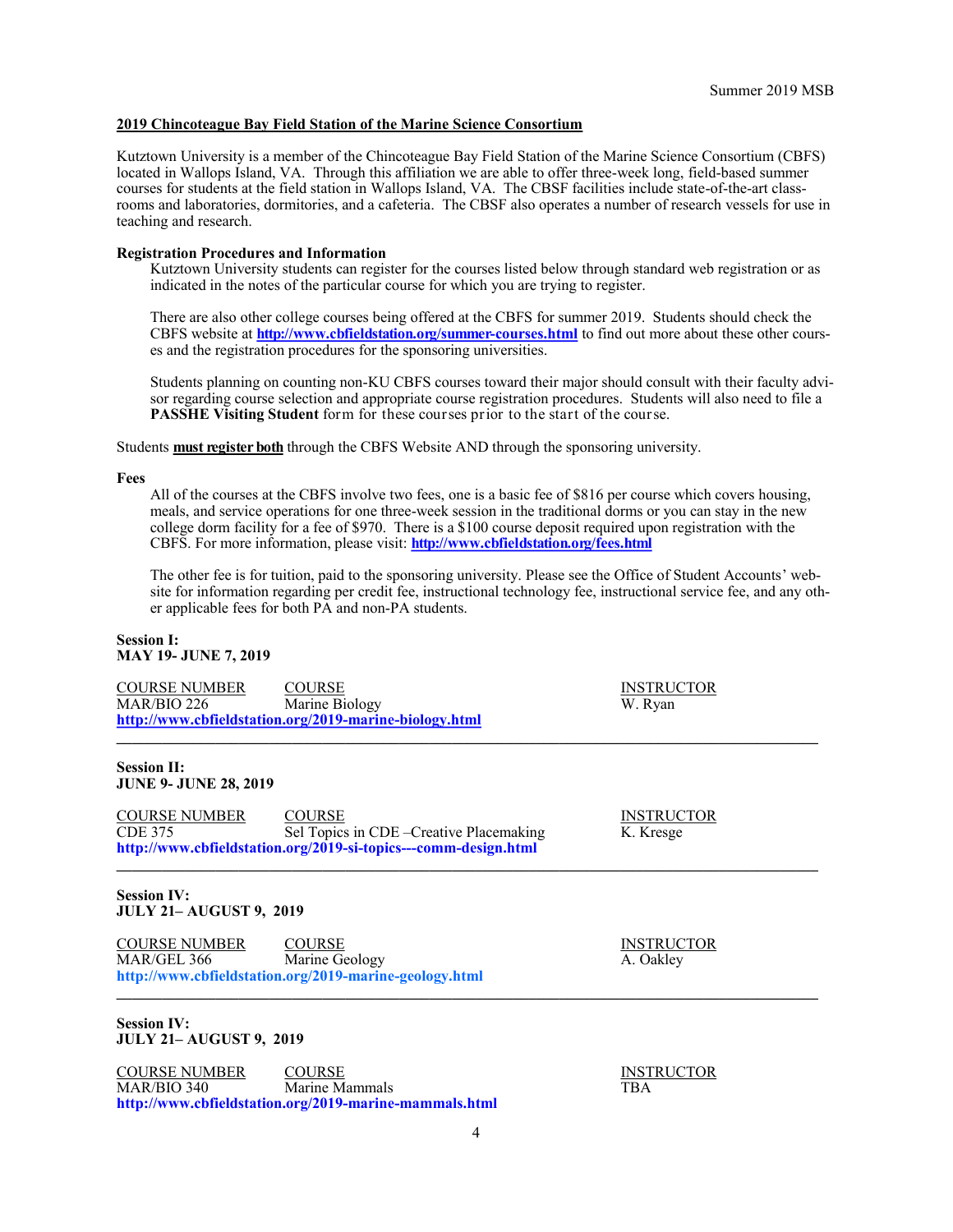## 2019 Chincoteague Bay Field Station of the Marine Science Consortium

Kutztown University is a member of the Chincoteague Bay Field Station of the Marine Science Consortium (CBFS) located in Wallops Island, VA. Through this affiliation we are able to offer three-week long, field-based summer courses for students at the field station in Wallops Island, VA. The CBSF facilities include state-of-the-art classrooms and laboratories, dormitories, and a cafeteria. The CBSF also operates a number of research vessels for use in teaching and research.

### Registration Procedures and Information

Kutztown University students can register for the courses listed below through standard web registration or as indicated in the notes of the particular course for which you are trying to register.

There are also other college courses being offered at the CBFS for summer 2019. Students should check the CBFS website at **http://www.cbfieldstation.org/summer-courses.html** to find out more about these other courses and the registration procedures for the sponsoring universities.

Students planning on counting non-KU CBFS courses toward their major should consult with their faculty advisor regarding course selection and appropriate course registration procedures. Students will also need to file a **PASSHE Visiting Student** form for these courses prior to the start of the course.

Students **must register both** through the CBFS Website AND through the sponsoring university.

### Fees

All of the courses at the CBFS involve two fees, one is a basic fee of $816 per course which covers housing, meals, and service operations for one three-week session in the traditional dorms or you can stay in the new college dorm facility for a fee of $970. There is a $100 course deposit required upon registration with the CBFS. For more information, please visit: **http://www.cbfieldstation.org/fees.html**

The other fee is for tuition, paid to the sponsoring university. Please see the Office of Student Accounts' website for information regarding per credit fee, instructional technology fee, instructional service fee, and any other applicable fees for both PA and non-PA students.

**Session I:**
**MAY 19- JUNE 7, 2019**

| COURSE NUMBER | COURSE | INSTRUCTOR |
|---|---|---|
| MAR/BIO 226 | Marine Biology | W. Ryan |

**http://www.cbfieldstation.org/2019-marine-biology.html**

---

**Session II:**
**JUNE 9- JUNE 28, 2019**

| COURSE NUMBER | COURSE | INSTRUCTOR |
|---|---|---|
| CDE 375 | Sel Topics in CDE –Creative Placemaking | K. Kresge |

**http://www.cbfieldstation.org/2019-si-topics---comm-design.html**

---

**Session IV:**
**JULY 21– AUGUST 9, 2019**

| COURSE NUMBER | COURSE | INSTRUCTOR |
|---|---|---|
| MAR/GEL 366 | Marine Geology | A. Oakley |

**http://www.cbfieldstation.org/2019-marine-geology.html**

---

**Session IV:**
**JULY 21– AUGUST 9, 2019**

| COURSE NUMBER | COURSE | INSTRUCTOR |
|---|---|---|
| MAR/BIO 340 | Marine Mammals | TBA |

**http://www.cbfieldstation.org/2019-marine-mammals.html**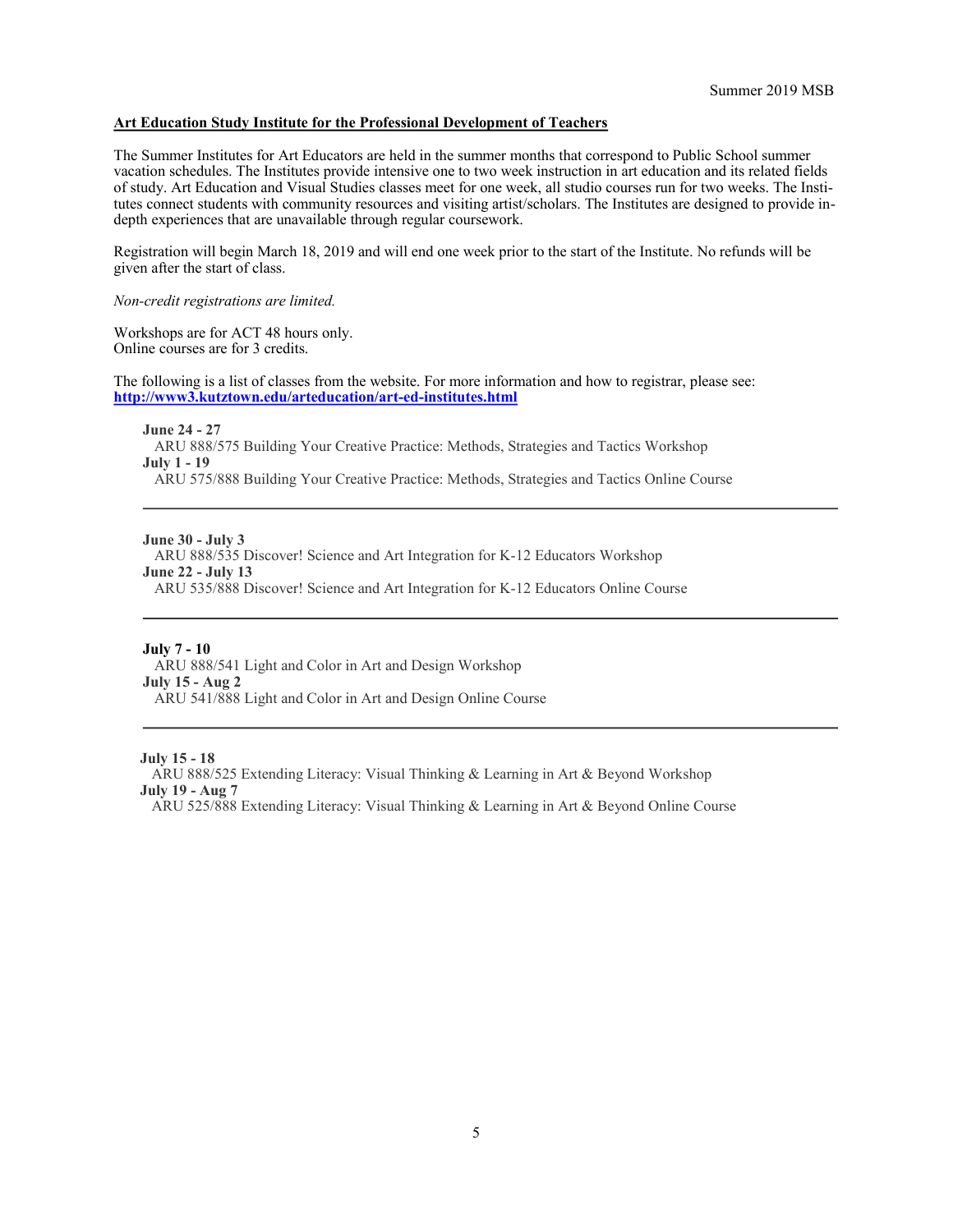## Art Education Study Institute for the Professional Development of Teachers

The Summer Institutes for Art Educators are held in the summer months that correspond to Public School summer vacation schedules. The Institutes provide intensive one to two week instruction in art education and its related fields of study. Art Education and Visual Studies classes meet for one week, all studio courses run for two weeks. The Institutes connect students with community resources and visiting artist/scholars. The Institutes are designed to provide in-depth experiences that are unavailable through regular coursework.

Registration will begin March 18, 2019 and will end one week prior to the start of the Institute. No refunds will be given after the start of class.

*Non-credit registrations are limited.*

Workshops are for ACT 48 hours only.
Online courses are for 3 credits.

The following is a list of classes from the website. For more information and how to registrar, please see: **[http://www3.kutztown.edu/arteducation/art-ed-institutes.html](http://www3.kutztown.edu/arteducation/art-ed-institutes.html)**

**June 24 - 27**
ARU 888/575 Building Your Creative Practice: Methods, Strategies and Tactics Workshop
**July 1 - 19**
ARU 575/888 Building Your Creative Practice: Methods, Strategies and Tactics Online Course

---

**June 30 - July 3**
ARU 888/535 Discover! Science and Art Integration for K-12 Educators Workshop
**June 22 - July 13**
ARU 535/888 Discover! Science and Art Integration for K-12 Educators Online Course

---

**July 7 - 10**
ARU 888/541 Light and Color in Art and Design Workshop
**July 15 - Aug 2**
ARU 541/888 Light and Color in Art and Design Online Course

---

**July 15 - 18**
ARU 888/525 Extending Literacy: Visual Thinking & Learning in Art & Beyond Workshop
**July 19 - Aug 7**
ARU 525/888 Extending Literacy: Visual Thinking & Learning in Art & Beyond Online Course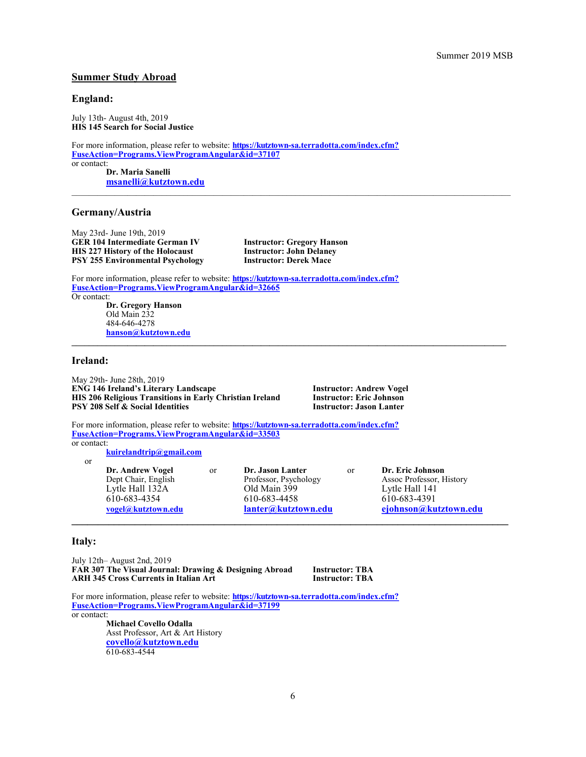## Summer Study Abroad

### England:

July 13th- August 4th, 2019
**HIS 145 Search for Social Justice**

For more information, please refer to website: **https://kutztown-sa.terradotta.com/index.cfm?FuseAction=Programs.ViewProgramAngular&id=37107**
or contact:
**Dr. Maria Sanelli**
**msanelli@kutztown.edu**

---

### Germany/Austria

May 23rd- June 19th, 2019

| Course | Instructor |
|---|---|
| **GER 104 Intermediate German IV** | **Instructor: Gregory Hanson** |
| **HIS 227 History of the Holocaust** | **Instructor: John Delaney** |
| **PSY 255 Environmental Psychology** | **Instructor: Derek Mace** |

For more information, please refer to website: **https://kutztown-sa.terradotta.com/index.cfm?FuseAction=Programs.ViewProgramAngular&id=32665**
Or contact:
**Dr. Gregory Hanson**
Old Main 232
484-646-4278
**hanson@kutztown.edu**

---

### Ireland:

May 29th- June 28th, 2019

| Course | Instructor |
|---|---|
| **ENG 146 Ireland's Literary Landscape** | **Instructor: Andrew Vogel** |
| **HIS 206 Religious Transitions in Early Christian Ireland** | **Instructor: Eric Johnson** |
| **PSY 208 Self & Social Identities** | **Instructor: Jason Lanter** |

For more information, please refer to website: **https://kutztown-sa.terradotta.com/index.cfm?FuseAction=Programs.ViewProgramAngular&id=33503**
or contact:
**kuirelandtrip@gmail.com**
or

**Dr. Andrew Vogel**
Dept Chair, English
Lytle Hall 132A
610-683-4354
**vogel@kutztown.edu**

or

**Dr. Jason Lanter**
Professor, Psychology
Old Main 399
610-683-4458
**lanter@kutztown.edu**

or

**Dr. Eric Johnson**
Assoc Professor, History
Lytle Hall 141
610-683-4391
**ejohnson@kutztown.edu**

---

### Italy:

July 12th– August 2nd, 2019

| Course | Instructor |
|---|---|
| **FAR 307 The Visual Journal: Drawing & Designing Abroad** | **Instructor: TBA** |
| **ARH 345 Cross Currents in Italian Art** | **Instructor: TBA** |

For more information, please refer to website: **https://kutztown-sa.terradotta.com/index.cfm?FuseAction=Programs.ViewProgramAngular&id=37199**
or contact:
**Michael Covello Odalla**
Asst Professor, Art & Art History
**covello@kutztown.edu**
610-683-4544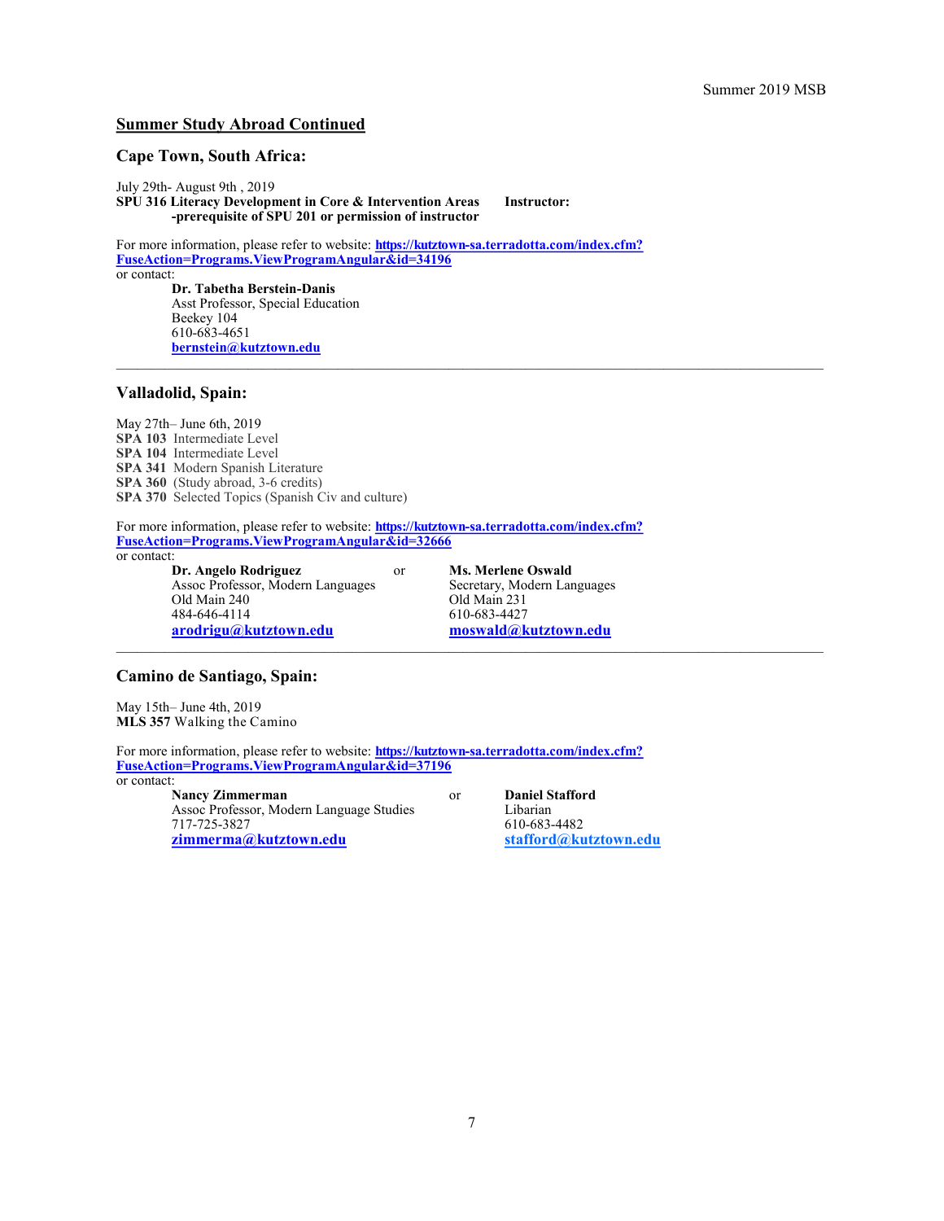## Summer Study Abroad Continued

### Cape Town, South Africa:

July 29th- August 9th , 2019
**SPU 316 Literacy Development in Core & Intervention Areas** **Instructor:**
**-prerequisite of SPU 201 or permission of instructor**

For more information, please refer to website: **https://kutztown-sa.terradotta.com/index.cfm?FuseAction=Programs.ViewProgramAngular&id=34196**
or contact:

**Dr. Tabetha Berstein-Danis**
Asst Professor, Special Education
Beekey 104
610-683-4651
**bernstein@kutztown.edu**

---

### Valladolid, Spain:

May 27th– June 6th, 2019
**SPA 103** Intermediate Level
**SPA 104** Intermediate Level
**SPA 341** Modern Spanish Literature
**SPA 360** (Study abroad, 3-6 credits)
**SPA 370** Selected Topics (Spanish Civ and culture)

For more information, please refer to website: **https://kutztown-sa.terradotta.com/index.cfm?FuseAction=Programs.ViewProgramAngular&id=32666**
or contact:

**Dr. Angelo Rodriguez**
Assoc Professor, Modern Languages
Old Main 240
484-646-4114
**arodrigu@kutztown.edu**

or

**Ms. Merlene Oswald**
Secretary, Modern Languages
Old Main 231
610-683-4427
**moswald@kutztown.edu**

---

### Camino de Santiago, Spain:

May 15th– June 4th, 2019
**MLS 357** Walking the Camino

For more information, please refer to website: **https://kutztown-sa.terradotta.com/index.cfm?FuseAction=Programs.ViewProgramAngular&id=37196**
or contact:

**Nancy Zimmerman**
Assoc Professor, Modern Language Studies
717-725-3827
**zimmerma@kutztown.edu**

or

**Daniel Stafford**
Libarian
610-683-4482
**stafford@kutztown.edu**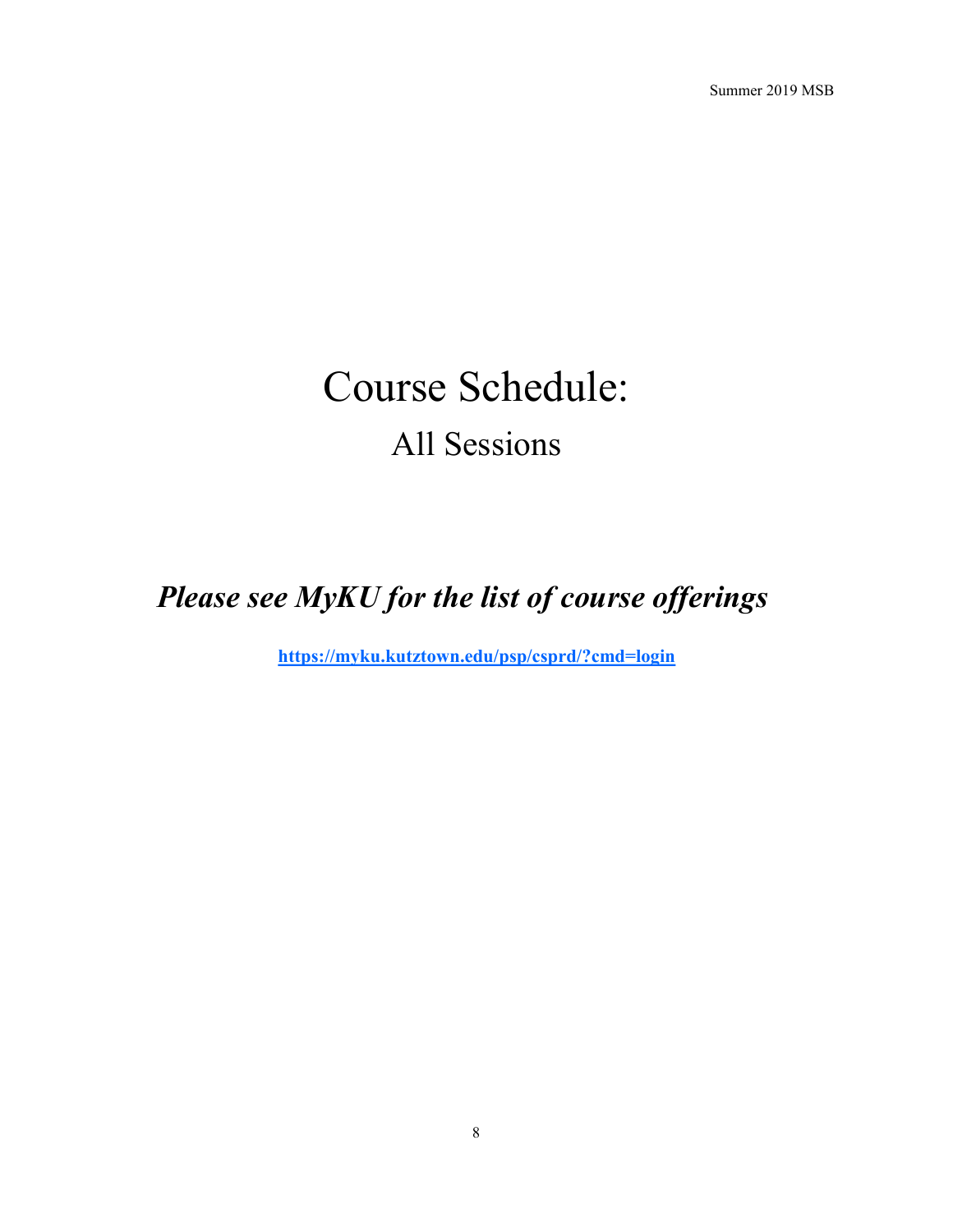# Course Schedule:

## All Sessions

***Please see MyKU for the list of course offerings***

**https://myku.kutztown.edu/psp/csprd/?cmd=login**